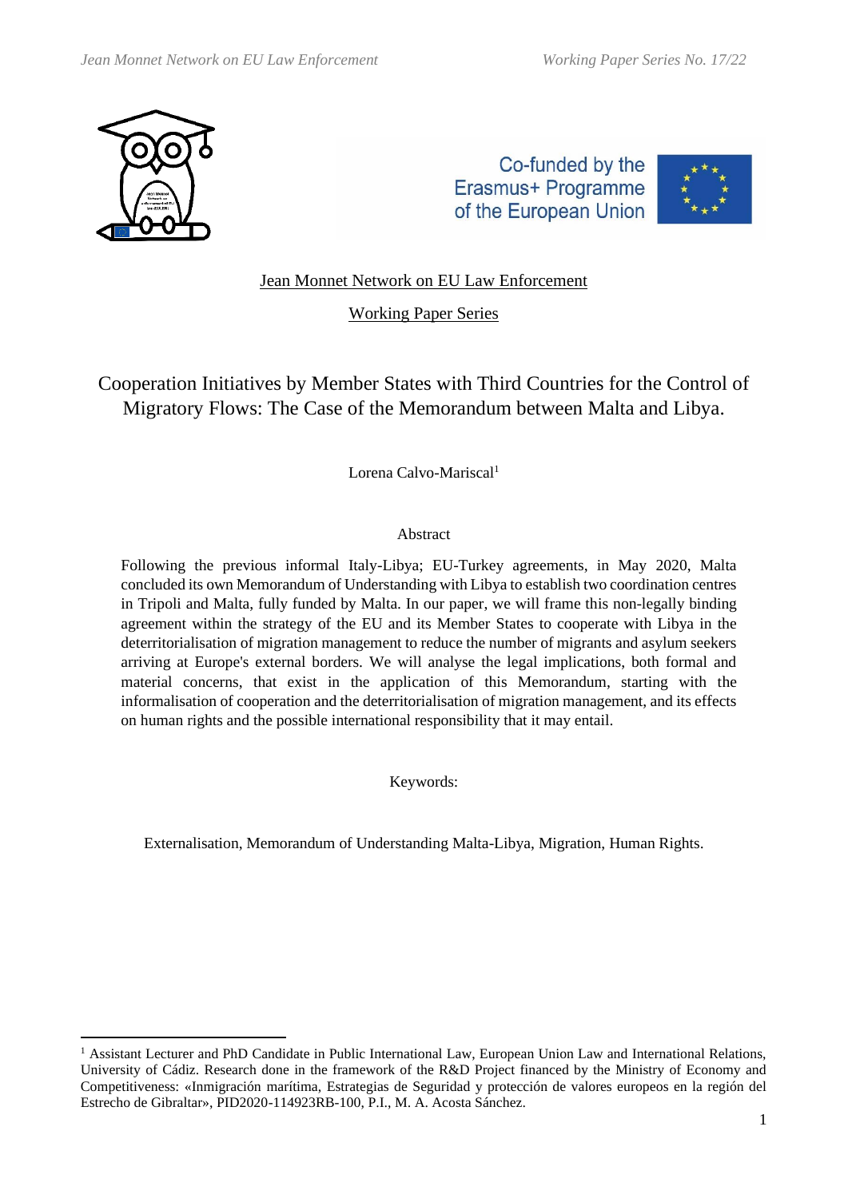Jean Monnet Network on EU Law Enforcement

Working Paper Series

# Cooperation Initiatives by Member States with Third Countries for the Control of Migratory Flows: The Case of the Memorandum between Malta and Libya.

Lorena Calvo-Mariscal[1]

## Abstract

Following the previous informal Italy-Libya; EU-Turkey agreements, in May 2020, Malta concluded its own Memorandum of Understanding with Libya to establish two coordination centres in Tripoli and Malta, fully funded by Malta. In our paper, we will frame this non-legally binding agreement within the strategy of the EU and its Member States to cooperate with Libya in the deterritorialisation of migration management to reduce the number of migrants and asylum seekers arriving at Europe's external borders. We will analyse the legal implications, both formal and material concerns, that exist in the application of this Memorandum, starting with the informalisation of cooperation and the deterritorialisation of migration management, and its effects on human rights and the possible international responsibility that it may entail.

Keywords:

Externalisation, Memorandum of Understanding Malta-Libya, Migration, Human Rights.

[1] Assistant Lecturer and PhD Candidate in Public International Law, European Union Law and International Relations, University of Cádiz. Research done in the framework of the R&D Project financed by the Ministry of Economy and Competitiveness: «Inmigración marítima, Estrategias de Seguridad y protección de valores europeos en la región del Estrecho de Gibraltar», PID2020-114923RB-100, P.I., M. A. Acosta Sánchez.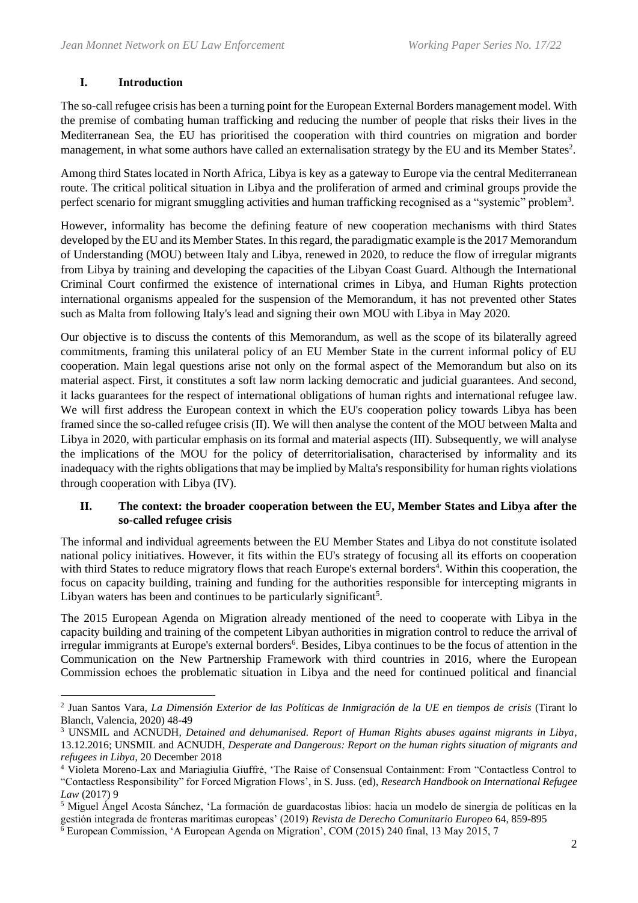## I. Introduction

The so-call refugee crisis has been a turning point for the European External Borders management model. With the premise of combating human trafficking and reducing the number of people that risks their lives in the Mediterranean Sea, the EU has prioritised the cooperation with third countries on migration and border management, in what some authors have called an externalisation strategy by the EU and its Member States[2].

Among third States located in North Africa, Libya is key as a gateway to Europe via the central Mediterranean route. The critical political situation in Libya and the proliferation of armed and criminal groups provide the perfect scenario for migrant smuggling activities and human trafficking recognised as a "systemic" problem[3].

However, informality has become the defining feature of new cooperation mechanisms with third States developed by the EU and its Member States. In this regard, the paradigmatic example is the 2017 Memorandum of Understanding (MOU) between Italy and Libya, renewed in 2020, to reduce the flow of irregular migrants from Libya by training and developing the capacities of the Libyan Coast Guard. Although the International Criminal Court confirmed the existence of international crimes in Libya, and Human Rights protection international organisms appealed for the suspension of the Memorandum, it has not prevented other States such as Malta from following Italy's lead and signing their own MOU with Libya in May 2020.

Our objective is to discuss the contents of this Memorandum, as well as the scope of its bilaterally agreed commitments, framing this unilateral policy of an EU Member State in the current informal policy of EU cooperation. Main legal questions arise not only on the formal aspect of the Memorandum but also on its material aspect. First, it constitutes a soft law norm lacking democratic and judicial guarantees. And second, it lacks guarantees for the respect of international obligations of human rights and international refugee law. We will first address the European context in which the EU's cooperation policy towards Libya has been framed since the so-called refugee crisis (II). We will then analyse the content of the MOU between Malta and Libya in 2020, with particular emphasis on its formal and material aspects (III). Subsequently, we will analyse the implications of the MOU for the policy of deterritorialisation, characterised by informality and its inadequacy with the rights obligations that may be implied by Malta's responsibility for human rights violations through cooperation with Libya (IV).

## II. The context: the broader cooperation between the EU, Member States and Libya after the so-called refugee crisis

The informal and individual agreements between the EU Member States and Libya do not constitute isolated national policy initiatives. However, it fits within the EU's strategy of focusing all its efforts on cooperation with third States to reduce migratory flows that reach Europe's external borders[4]. Within this cooperation, the focus on capacity building, training and funding for the authorities responsible for intercepting migrants in Libyan waters has been and continues to be particularly significant[5].

The 2015 European Agenda on Migration already mentioned of the need to cooperate with Libya in the capacity building and training of the competent Libyan authorities in migration control to reduce the arrival of irregular immigrants at Europe's external borders[6]. Besides, Libya continues to be the focus of attention in the Communication on the New Partnership Framework with third countries in 2016, where the European Commission echoes the problematic situation in Libya and the need for continued political and financial

---

[2] Juan Santos Vara, *La Dimensión Exterior de las Políticas de Inmigración de la UE en tiempos de crisis* (Tirant lo Blanch, Valencia, 2020) 48-49

[3] UNSMIL and ACNUDH, *Detained and dehumanised. Report of Human Rights abuses against migrants in Libya*, 13.12.2016; UNSMIL and ACNUDH, *Desperate and Dangerous: Report on the human rights situation of migrants and refugees in Libya*, 20 December 2018

[4] Violeta Moreno-Lax and Mariagiulia Giuffré, 'The Raise of Consensual Containment: From "Contactless Control to "Contactless Responsibility" for Forced Migration Flows', in S. Juss. (ed), *Research Handbook on International Refugee Law* (2017) 9

[5] Miguel Ángel Acosta Sánchez, 'La formación de guardacostas libios: hacia un modelo de sinergia de políticas en la gestión integrada de fronteras marítimas europeas' (2019) *Revista de Derecho Comunitario Europeo* 64, 859-895

[6] European Commission, 'A European Agenda on Migration', COM (2015) 240 final, 13 May 2015, 7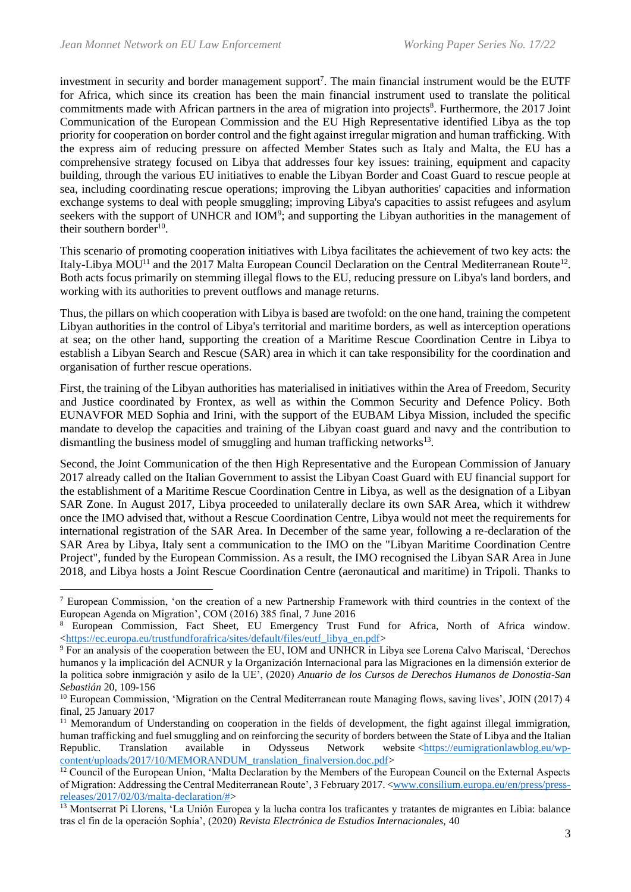investment in security and border management support[7]. The main financial instrument would be the EUTF for Africa, which since its creation has been the main financial instrument used to translate the political commitments made with African partners in the area of migration into projects[8]. Furthermore, the 2017 Joint Communication of the European Commission and the EU High Representative identified Libya as the top priority for cooperation on border control and the fight against irregular migration and human trafficking. With the express aim of reducing pressure on affected Member States such as Italy and Malta, the EU has a comprehensive strategy focused on Libya that addresses four key issues: training, equipment and capacity building, through the various EU initiatives to enable the Libyan Border and Coast Guard to rescue people at sea, including coordinating rescue operations; improving the Libyan authorities' capacities and information exchange systems to deal with people smuggling; improving Libya's capacities to assist refugees and asylum seekers with the support of UNHCR and IOM[9]; and supporting the Libyan authorities in the management of their southern border[10].

This scenario of promoting cooperation initiatives with Libya facilitates the achievement of two key acts: the Italy-Libya MOU[11] and the 2017 Malta European Council Declaration on the Central Mediterranean Route[12]. Both acts focus primarily on stemming illegal flows to the EU, reducing pressure on Libya's land borders, and working with its authorities to prevent outflows and manage returns.

Thus, the pillars on which cooperation with Libya is based are twofold: on the one hand, training the competent Libyan authorities in the control of Libya's territorial and maritime borders, as well as interception operations at sea; on the other hand, supporting the creation of a Maritime Rescue Coordination Centre in Libya to establish a Libyan Search and Rescue (SAR) area in which it can take responsibility for the coordination and organisation of further rescue operations.

First, the training of the Libyan authorities has materialised in initiatives within the Area of Freedom, Security and Justice coordinated by Frontex, as well as within the Common Security and Defence Policy. Both EUNAVFOR MED Sophia and Irini, with the support of the EUBAM Libya Mission, included the specific mandate to develop the capacities and training of the Libyan coast guard and navy and the contribution to dismantling the business model of smuggling and human trafficking networks[13].

Second, the Joint Communication of the then High Representative and the European Commission of January 2017 already called on the Italian Government to assist the Libyan Coast Guard with EU financial support for the establishment of a Maritime Rescue Coordination Centre in Libya, as well as the designation of a Libyan SAR Zone. In August 2017, Libya proceeded to unilaterally declare its own SAR Area, which it withdrew once the IMO advised that, without a Rescue Coordination Centre, Libya would not meet the requirements for international registration of the SAR Area. In December of the same year, following a re-declaration of the SAR Area by Libya, Italy sent a communication to the IMO on the "Libyan Maritime Coordination Centre Project", funded by the European Commission. As a result, the IMO recognised the Libyan SAR Area in June 2018, and Libya hosts a Joint Rescue Coordination Centre (aeronautical and maritime) in Tripoli. Thanks to

---

[7] European Commission, 'on the creation of a new Partnership Framework with third countries in the context of the European Agenda on Migration', COM (2016) 385 final, 7 June 2016

[8] European Commission, Fact Sheet, EU Emergency Trust Fund for Africa, North of Africa window. <https://ec.europa.eu/trustfundforafrica/sites/default/files/eutf_libya_en.pdf>

[9] For an analysis of the cooperation between the EU, IOM and UNHCR in Libya see Lorena Calvo Mariscal, 'Derechos humanos y la implicación del ACNUR y la Organización Internacional para las Migraciones en la dimensión exterior de la política sobre inmigración y asilo de la UE', (2020) *Anuario de los Cursos de Derechos Humanos de Donostia-San Sebastián* 20, 109-156

[10] European Commission, 'Migration on the Central Mediterranean route Managing flows, saving lives', JOIN (2017) 4 final, 25 January 2017

[11] Memorandum of Understanding on cooperation in the fields of development, the fight against illegal immigration, human trafficking and fuel smuggling and on reinforcing the security of borders between the State of Libya and the Italian Republic. Translation available in Odysseus Network website <https://eumigrationlawblog.eu/wp-content/uploads/2017/10/MEMORANDUM_translation_finalversion.doc.pdf>

[12] Council of the European Union, 'Malta Declaration by the Members of the European Council on the External Aspects of Migration: Addressing the Central Mediterranean Route', 3 February 2017. <www.consilium.europa.eu/en/press/press-releases/2017/02/03/malta-declaration/#>

[13] Montserrat Pi Llorens, 'La Unión Europea y la lucha contra los traficantes y tratantes de migrantes en Libia: balance tras el fin de la operación Sophia', (2020) *Revista Electrónica de Estudios Internacionales*, 40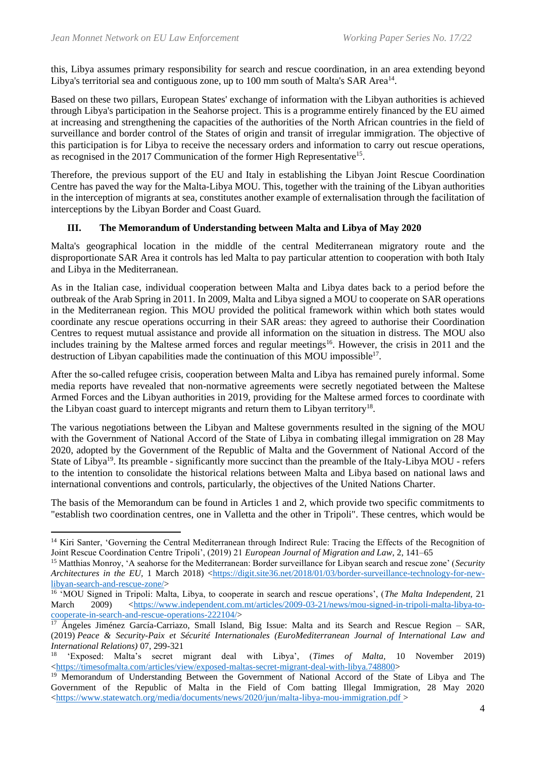this, Libya assumes primary responsibility for search and rescue coordination, in an area extending beyond Libya's territorial sea and contiguous zone, up to 100 mm south of Malta's SAR Area[14].

Based on these two pillars, European States' exchange of information with the Libyan authorities is achieved through Libya's participation in the Seahorse project. This is a programme entirely financed by the EU aimed at increasing and strengthening the capacities of the authorities of the North African countries in the field of surveillance and border control of the States of origin and transit of irregular immigration. The objective of this participation is for Libya to receive the necessary orders and information to carry out rescue operations, as recognised in the 2017 Communication of the former High Representative[15].

Therefore, the previous support of the EU and Italy in establishing the Libyan Joint Rescue Coordination Centre has paved the way for the Malta-Libya MOU. This, together with the training of the Libyan authorities in the interception of migrants at sea, constitutes another example of externalisation through the facilitation of interceptions by the Libyan Border and Coast Guard.

## III. The Memorandum of Understanding between Malta and Libya of May 2020

Malta's geographical location in the middle of the central Mediterranean migratory route and the disproportionate SAR Area it controls has led Malta to pay particular attention to cooperation with both Italy and Libya in the Mediterranean.

As in the Italian case, individual cooperation between Malta and Libya dates back to a period before the outbreak of the Arab Spring in 2011. In 2009, Malta and Libya signed a MOU to cooperate on SAR operations in the Mediterranean region. This MOU provided the political framework within which both states would coordinate any rescue operations occurring in their SAR areas: they agreed to authorise their Coordination Centres to request mutual assistance and provide all information on the situation in distress. The MOU also includes training by the Maltese armed forces and regular meetings[16]. However, the crisis in 2011 and the destruction of Libyan capabilities made the continuation of this MOU impossible[17].

After the so-called refugee crisis, cooperation between Malta and Libya has remained purely informal. Some media reports have revealed that non-normative agreements were secretly negotiated between the Maltese Armed Forces and the Libyan authorities in 2019, providing for the Maltese armed forces to coordinate with the Libyan coast guard to intercept migrants and return them to Libyan territory[18].

The various negotiations between the Libyan and Maltese governments resulted in the signing of the MOU with the Government of National Accord of the State of Libya in combating illegal immigration on 28 May 2020, adopted by the Government of the Republic of Malta and the Government of National Accord of the State of Libya[19]. Its preamble - significantly more succinct than the preamble of the Italy-Libya MOU - refers to the intention to consolidate the historical relations between Malta and Libya based on national laws and international conventions and controls, particularly, the objectives of the United Nations Charter.

The basis of the Memorandum can be found in Articles 1 and 2, which provide two specific commitments to "establish two coordination centres, one in Valletta and the other in Tripoli". These centres, which would be

---

[14] Kiri Santer, 'Governing the Central Mediterranean through Indirect Rule: Tracing the Effects of the Recognition of Joint Rescue Coordination Centre Tripoli', (2019) 21 *European Journal of Migration and Law*, 2, 141–65

[15] Matthias Monroy, 'A seahorse for the Mediterranean: Border surveillance for Libyan search and rescue zone' (*Security Architectures in the EU*, 1 March 2018) <https://digit.site36.net/2018/01/03/border-surveillance-technology-for-new-libyan-search-and-rescue-zone/>

[16] 'MOU Signed in Tripoli: Malta, Libya, to cooperate in search and rescue operations', (*The Malta Independent*, 21 March 2009) <https://www.independent.com.mt/articles/2009-03-21/news/mou-signed-in-tripoli-malta-libya-to-cooperate-in-search-and-rescue-operations-222104/>

[17] Ángeles Jiménez García-Carriazo, Small Island, Big Issue: Malta and its Search and Rescue Region – SAR, (2019) *Peace & Security-Paix et Sécurité Internationales (EuroMediterranean Journal of International Law and International Relations)* 07, 299-321

[18] 'Exposed: Malta's secret migrant deal with Libya', (*Times of Malta*, 10 November 2019) <https://timesofmalta.com/articles/view/exposed-maltas-secret-migrant-deal-with-libya.748800>

[19] Memorandum of Understanding Between the Government of National Accord of the State of Libya and The Government of the Republic of Malta in the Field of Com batting Illegal Immigration, 28 May 2020 <https://www.statewatch.org/media/documents/news/2020/jun/malta-libya-mou-immigration.pdf >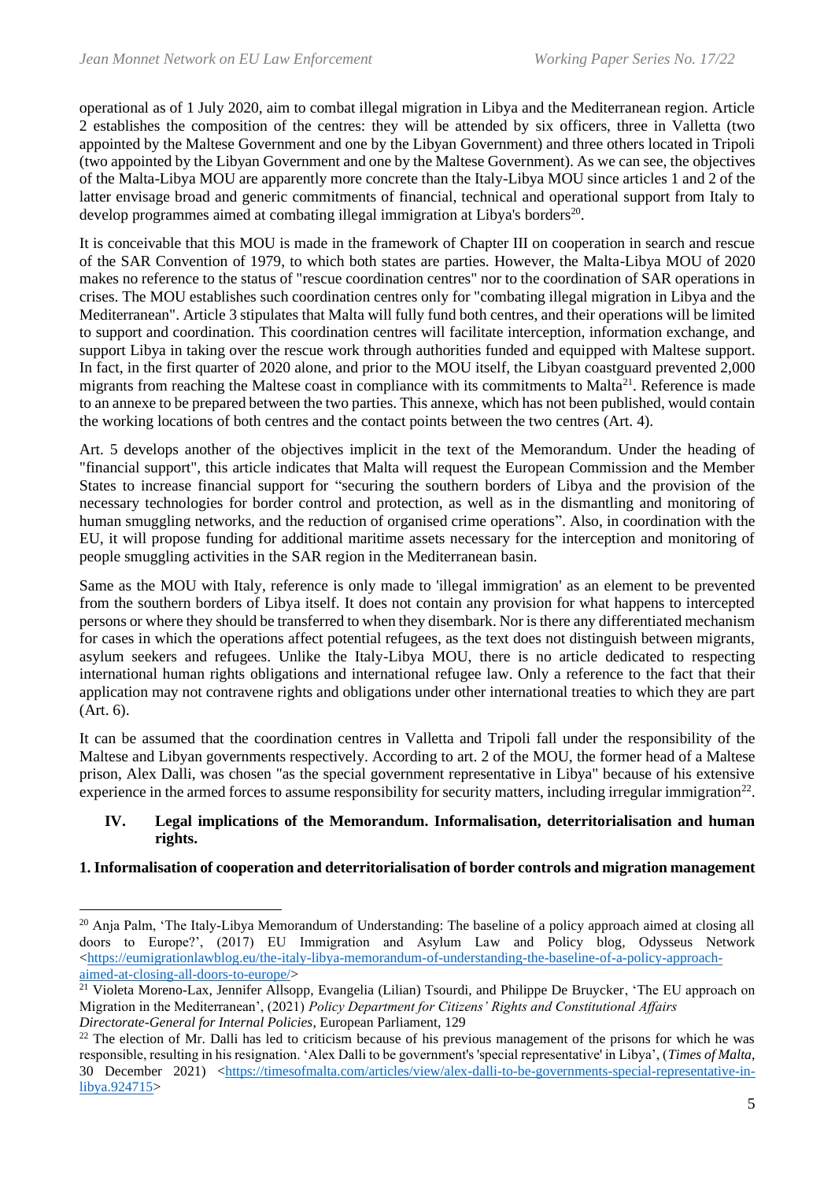operational as of 1 July 2020, aim to combat illegal migration in Libya and the Mediterranean region. Article 2 establishes the composition of the centres: they will be attended by six officers, three in Valletta (two appointed by the Maltese Government and one by the Libyan Government) and three others located in Tripoli (two appointed by the Libyan Government and one by the Maltese Government). As we can see, the objectives of the Malta-Libya MOU are apparently more concrete than the Italy-Libya MOU since articles 1 and 2 of the latter envisage broad and generic commitments of financial, technical and operational support from Italy to develop programmes aimed at combating illegal immigration at Libya's borders[20].

It is conceivable that this MOU is made in the framework of Chapter III on cooperation in search and rescue of the SAR Convention of 1979, to which both states are parties. However, the Malta-Libya MOU of 2020 makes no reference to the status of "rescue coordination centres" nor to the coordination of SAR operations in crises. The MOU establishes such coordination centres only for "combating illegal migration in Libya and the Mediterranean". Article 3 stipulates that Malta will fully fund both centres, and their operations will be limited to support and coordination. This coordination centres will facilitate interception, information exchange, and support Libya in taking over the rescue work through authorities funded and equipped with Maltese support. In fact, in the first quarter of 2020 alone, and prior to the MOU itself, the Libyan coastguard prevented 2,000 migrants from reaching the Maltese coast in compliance with its commitments to Malta[21]. Reference is made to an annexe to be prepared between the two parties. This annexe, which has not been published, would contain the working locations of both centres and the contact points between the two centres (Art. 4).

Art. 5 develops another of the objectives implicit in the text of the Memorandum. Under the heading of "financial support", this article indicates that Malta will request the European Commission and the Member States to increase financial support for "securing the southern borders of Libya and the provision of the necessary technologies for border control and protection, as well as in the dismantling and monitoring of human smuggling networks, and the reduction of organised crime operations". Also, in coordination with the EU, it will propose funding for additional maritime assets necessary for the interception and monitoring of people smuggling activities in the SAR region in the Mediterranean basin.

Same as the MOU with Italy, reference is only made to 'illegal immigration' as an element to be prevented from the southern borders of Libya itself. It does not contain any provision for what happens to intercepted persons or where they should be transferred to when they disembark. Nor is there any differentiated mechanism for cases in which the operations affect potential refugees, as the text does not distinguish between migrants, asylum seekers and refugees. Unlike the Italy-Libya MOU, there is no article dedicated to respecting international human rights obligations and international refugee law. Only a reference to the fact that their application may not contravene rights and obligations under other international treaties to which they are part (Art. 6).

It can be assumed that the coordination centres in Valletta and Tripoli fall under the responsibility of the Maltese and Libyan governments respectively. According to art. 2 of the MOU, the former head of a Maltese prison, Alex Dalli, was chosen "as the special government representative in Libya" because of his extensive experience in the armed forces to assume responsibility for security matters, including irregular immigration[22].

## IV. Legal implications of the Memorandum. Informalisation, deterritorialisation and human rights.

### 1. Informalisation of cooperation and deterritorialisation of border controls and migration management

---

[20] Anja Palm, 'The Italy-Libya Memorandum of Understanding: The baseline of a policy approach aimed at closing all doors to Europe?', (2017) EU Immigration and Asylum Law and Policy blog, Odysseus Network <https://eumigrationlawblog.eu/the-italy-libya-memorandum-of-understanding-the-baseline-of-a-policy-approach-aimed-at-closing-all-doors-to-europe/>

[21] Violeta Moreno-Lax, Jennifer Allsopp, Evangelia (Lilian) Tsourdi, and Philippe De Bruycker, 'The EU approach on Migration in the Mediterranean', (2021) *Policy Department for Citizens' Rights and Constitutional Affairs Directorate-General for Internal Policies*, European Parliament, 129

[22] The election of Mr. Dalli has led to criticism because of his previous management of the prisons for which he was responsible, resulting in his resignation. 'Alex Dalli to be government's 'special representative' in Libya', (*Times of Malta*, 30 December 2021) <https://timesofmalta.com/articles/view/alex-dalli-to-be-governments-special-representative-in-libya.924715>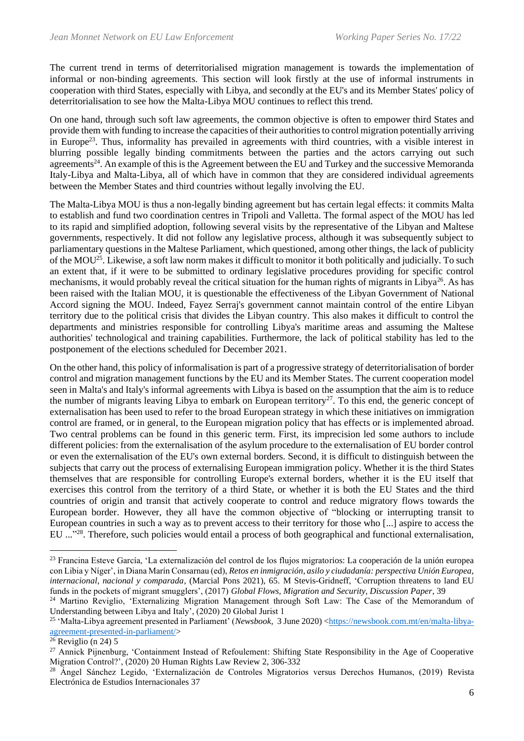The current trend in terms of deterritorialised migration management is towards the implementation of informal or non-binding agreements. This section will look firstly at the use of informal instruments in cooperation with third States, especially with Libya, and secondly at the EU's and its Member States' policy of deterritorialisation to see how the Malta-Libya MOU continues to reflect this trend.

On one hand, through such soft law agreements, the common objective is often to empower third States and provide them with funding to increase the capacities of their authorities to control migration potentially arriving in Europe[23]. Thus, informality has prevailed in agreements with third countries, with a visible interest in blurring possible legally binding commitments between the parties and the actors carrying out such agreements[24]. An example of this is the Agreement between the EU and Turkey and the successive Memoranda Italy-Libya and Malta-Libya, all of which have in common that they are considered individual agreements between the Member States and third countries without legally involving the EU.

The Malta-Libya MOU is thus a non-legally binding agreement but has certain legal effects: it commits Malta to establish and fund two coordination centres in Tripoli and Valletta. The formal aspect of the MOU has led to its rapid and simplified adoption, following several visits by the representative of the Libyan and Maltese governments, respectively. It did not follow any legislative process, although it was subsequently subject to parliamentary questions in the Maltese Parliament, which questioned, among other things, the lack of publicity of the MOU[25]. Likewise, a soft law norm makes it difficult to monitor it both politically and judicially. To such an extent that, if it were to be submitted to ordinary legislative procedures providing for specific control mechanisms, it would probably reveal the critical situation for the human rights of migrants in Libya[26]. As has been raised with the Italian MOU, it is questionable the effectiveness of the Libyan Government of National Accord signing the MOU. Indeed, Fayez Serraj's government cannot maintain control of the entire Libyan territory due to the political crisis that divides the Libyan country. This also makes it difficult to control the departments and ministries responsible for controlling Libya's maritime areas and assuming the Maltese authorities' technological and training capabilities. Furthermore, the lack of political stability has led to the postponement of the elections scheduled for December 2021.

On the other hand, this policy of informalisation is part of a progressive strategy of deterritorialisation of border control and migration management functions by the EU and its Member States. The current cooperation model seen in Malta's and Italy's informal agreements with Libya is based on the assumption that the aim is to reduce the number of migrants leaving Libya to embark on European territory[27]. To this end, the generic concept of externalisation has been used to refer to the broad European strategy in which these initiatives on immigration control are framed, or in general, to the European migration policy that has effects or is implemented abroad. Two central problems can be found in this generic term. First, its imprecision led some authors to include different policies: from the externalisation of the asylum procedure to the externalisation of EU border control or even the externalisation of the EU's own external borders. Second, it is difficult to distinguish between the subjects that carry out the process of externalising European immigration policy. Whether it is the third States themselves that are responsible for controlling Europe's external borders, whether it is the EU itself that exercises this control from the territory of a third State, or whether it is both the EU States and the third countries of origin and transit that actively cooperate to control and reduce migratory flows towards the European border. However, they all have the common objective of "blocking or interrupting transit to European countries in such a way as to prevent access to their territory for those who [...] aspire to access the EU ..."[28]. Therefore, such policies would entail a process of both geographical and functional externalisation,

---

[23] Francina Esteve García, 'La externalización del control de los flujos migratorios: La cooperación de la unión europea con Libia y Níger', in Diana Marín Consarnau (ed), *Retos en inmigración, asilo y ciudadanía: perspectiva Unión Europea, internacional, nacional y comparada*, (Marcial Pons 2021), 65. M Stevis-Gridneff, 'Corruption threatens to land EU funds in the pockets of migrant smugglers', (2017) *Global Flows, Migration and Security, Discussion Paper*, 39

[24] Martino Reviglio, 'Externalizing Migration Management through Soft Law: The Case of the Memorandum of Understanding between Libya and Italy', (2020) 20 Global Jurist 1

[25] 'Malta-Libya agreement presented in Parliament' (*Newsbook*, 3 June 2020) <https://newsbook.com.mt/en/malta-libya-agreement-presented-in-parliament/>

[26] Reviglio (n 24) 5

[27] Annick Pijnenburg, 'Containment Instead of Refoulement: Shifting State Responsibility in the Age of Cooperative Migration Control?', (2020) 20 Human Rights Law Review 2, 306-332

[28] Ángel Sánchez Legido, 'Externalización de Controles Migratorios versus Derechos Humanos, (2019) Revista Electrónica de Estudios Internacionales 37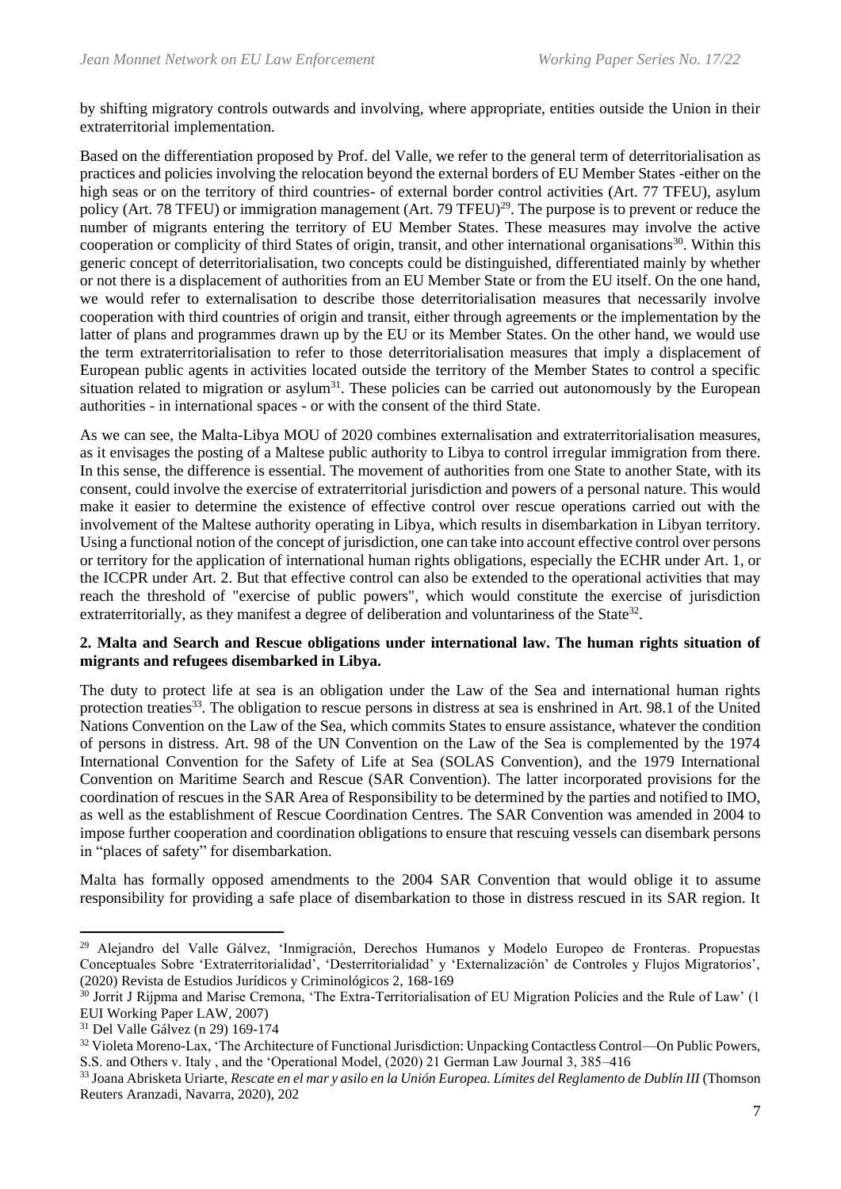by shifting migratory controls outwards and involving, where appropriate, entities outside the Union in their extraterritorial implementation.

Based on the differentiation proposed by Prof. del Valle, we refer to the general term of deterritorialisation as practices and policies involving the relocation beyond the external borders of EU Member States -either on the high seas or on the territory of third countries- of external border control activities (Art. 77 TFEU), asylum policy (Art. 78 TFEU) or immigration management (Art. 79 TFEU)[29]. The purpose is to prevent or reduce the number of migrants entering the territory of EU Member States. These measures may involve the active cooperation or complicity of third States of origin, transit, and other international organisations[30]. Within this generic concept of deterritorialisation, two concepts could be distinguished, differentiated mainly by whether or not there is a displacement of authorities from an EU Member State or from the EU itself. On the one hand, we would refer to externalisation to describe those deterritorialisation measures that necessarily involve cooperation with third countries of origin and transit, either through agreements or the implementation by the latter of plans and programmes drawn up by the EU or its Member States. On the other hand, we would use the term extraterritorialisation to refer to those deterritorialisation measures that imply a displacement of European public agents in activities located outside the territory of the Member States to control a specific situation related to migration or asylum[31]. These policies can be carried out autonomously by the European authorities - in international spaces - or with the consent of the third State.

As we can see, the Malta-Libya MOU of 2020 combines externalisation and extraterritorialisation measures, as it envisages the posting of a Maltese public authority to Libya to control irregular immigration from there. In this sense, the difference is essential. The movement of authorities from one State to another State, with its consent, could involve the exercise of extraterritorial jurisdiction and powers of a personal nature. This would make it easier to determine the existence of effective control over rescue operations carried out with the involvement of the Maltese authority operating in Libya, which results in disembarkation in Libyan territory. Using a functional notion of the concept of jurisdiction, one can take into account effective control over persons or territory for the application of international human rights obligations, especially the ECHR under Art. 1, or the ICCPR under Art. 2. But that effective control can also be extended to the operational activities that may reach the threshold of "exercise of public powers", which would constitute the exercise of jurisdiction extraterritorially, as they manifest a degree of deliberation and voluntariness of the State[32].

**2. Malta and Search and Rescue obligations under international law. The human rights situation of migrants and refugees disembarked in Libya.**

The duty to protect life at sea is an obligation under the Law of the Sea and international human rights protection treaties[33]. The obligation to rescue persons in distress at sea is enshrined in Art. 98.1 of the United Nations Convention on the Law of the Sea, which commits States to ensure assistance, whatever the condition of persons in distress. Art. 98 of the UN Convention on the Law of the Sea is complemented by the 1974 International Convention for the Safety of Life at Sea (SOLAS Convention), and the 1979 International Convention on Maritime Search and Rescue (SAR Convention). The latter incorporated provisions for the coordination of rescues in the SAR Area of Responsibility to be determined by the parties and notified to IMO, as well as the establishment of Rescue Coordination Centres. The SAR Convention was amended in 2004 to impose further cooperation and coordination obligations to ensure that rescuing vessels can disembark persons in "places of safety" for disembarkation.

Malta has formally opposed amendments to the 2004 SAR Convention that would oblige it to assume responsibility for providing a safe place of disembarkation to those in distress rescued in its SAR region. It

---

[29] Alejandro del Valle Gálvez, 'Inmigración, Derechos Humanos y Modelo Europeo de Fronteras. Propuestas Conceptuales Sobre 'Extraterritorialidad', 'Desterritorialidad' y 'Externalización' de Controles y Flujos Migratorios', (2020) Revista de Estudios Jurídicos y Criminológicos 2, 168-169

[30] Jorrit J Rijpma and Marise Cremona, 'The Extra-Territorialisation of EU Migration Policies and the Rule of Law' (1 EUI Working Paper LAW, 2007)

[31] Del Valle Gálvez (n 29) 169-174

[32] Violeta Moreno-Lax, 'The Architecture of Functional Jurisdiction: Unpacking Contactless Control—On Public Powers, S.S. and Others v. Italy , and the 'Operational Model, (2020) 21 German Law Journal 3, 385–416

[33] Joana Abrisketa Uriarte, *Rescate en el mar y asilo en la Unión Europea. Límites del Reglamento de Dublín III* (Thomson Reuters Aranzadi, Navarra, 2020), 202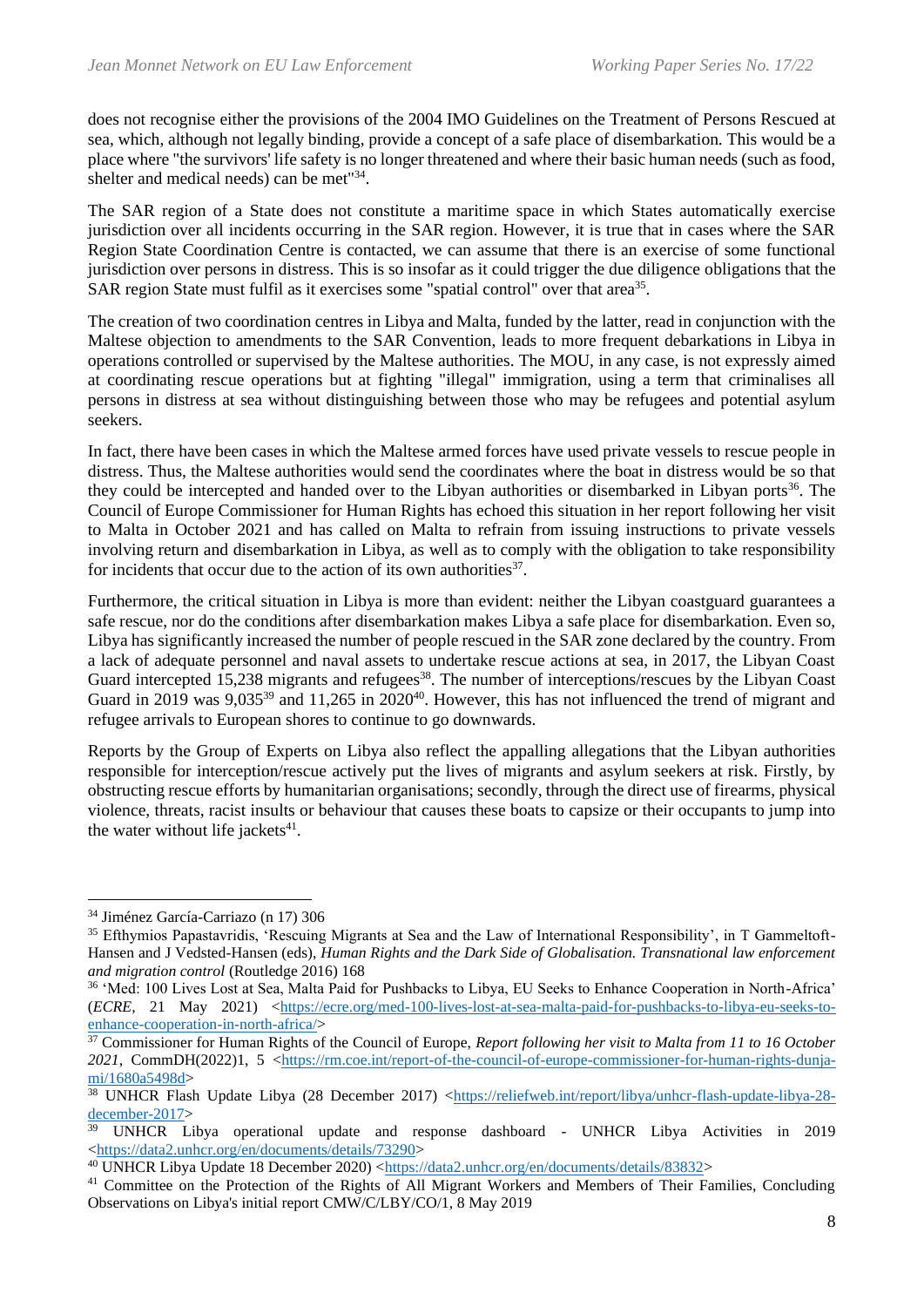does not recognise either the provisions of the 2004 IMO Guidelines on the Treatment of Persons Rescued at sea, which, although not legally binding, provide a concept of a safe place of disembarkation. This would be a place where "the survivors' life safety is no longer threatened and where their basic human needs (such as food, shelter and medical needs) can be met"[34].

The SAR region of a State does not constitute a maritime space in which States automatically exercise jurisdiction over all incidents occurring in the SAR region. However, it is true that in cases where the SAR Region State Coordination Centre is contacted, we can assume that there is an exercise of some functional jurisdiction over persons in distress. This is so insofar as it could trigger the due diligence obligations that the SAR region State must fulfil as it exercises some "spatial control" over that area[35].

The creation of two coordination centres in Libya and Malta, funded by the latter, read in conjunction with the Maltese objection to amendments to the SAR Convention, leads to more frequent debarkations in Libya in operations controlled or supervised by the Maltese authorities. The MOU, in any case, is not expressly aimed at coordinating rescue operations but at fighting "illegal" immigration, using a term that criminalises all persons in distress at sea without distinguishing between those who may be refugees and potential asylum seekers.

In fact, there have been cases in which the Maltese armed forces have used private vessels to rescue people in distress. Thus, the Maltese authorities would send the coordinates where the boat in distress would be so that they could be intercepted and handed over to the Libyan authorities or disembarked in Libyan ports[36]. The Council of Europe Commissioner for Human Rights has echoed this situation in her report following her visit to Malta in October 2021 and has called on Malta to refrain from issuing instructions to private vessels involving return and disembarkation in Libya, as well as to comply with the obligation to take responsibility for incidents that occur due to the action of its own authorities[37].

Furthermore, the critical situation in Libya is more than evident: neither the Libyan coastguard guarantees a safe rescue, nor do the conditions after disembarkation makes Libya a safe place for disembarkation. Even so, Libya has significantly increased the number of people rescued in the SAR zone declared by the country. From a lack of adequate personnel and naval assets to undertake rescue actions at sea, in 2017, the Libyan Coast Guard intercepted 15,238 migrants and refugees[38]. The number of interceptions/rescues by the Libyan Coast Guard in 2019 was 9,035[39] and 11,265 in 2020[40]. However, this has not influenced the trend of migrant and refugee arrivals to European shores to continue to go downwards.

Reports by the Group of Experts on Libya also reflect the appalling allegations that the Libyan authorities responsible for interception/rescue actively put the lives of migrants and asylum seekers at risk. Firstly, by obstructing rescue efforts by humanitarian organisations; secondly, through the direct use of firearms, physical violence, threats, racist insults or behaviour that causes these boats to capsize or their occupants to jump into the water without life jackets[41].

---

[34] Jiménez García-Carriazo (n 17) 306

[35] Efthymios Papastavridis, 'Rescuing Migrants at Sea and the Law of International Responsibility', in T Gammeltoft-Hansen and J Vedsted-Hansen (eds), *Human Rights and the Dark Side of Globalisation. Transnational law enforcement and migration control* (Routledge 2016) 168

[36] 'Med: 100 Lives Lost at Sea, Malta Paid for Pushbacks to Libya, EU Seeks to Enhance Cooperation in North-Africa' (*ECRE*, 21 May 2021) <https://ecre.org/med-100-lives-lost-at-sea-malta-paid-for-pushbacks-to-libya-eu-seeks-to-enhance-cooperation-in-north-africa/>

[37] Commissioner for Human Rights of the Council of Europe, *Report following her visit to Malta from 11 to 16 October 2021*, CommDH(2022)1, 5 <https://rm.coe.int/report-of-the-council-of-europe-commissioner-for-human-rights-dunja-mi/1680a5498d>

[38] UNHCR Flash Update Libya (28 December 2017) <https://reliefweb.int/report/libya/unhcr-flash-update-libya-28-december-2017>

[39] UNHCR Libya operational update and response dashboard - UNHCR Libya Activities in 2019 <https://data2.unhcr.org/en/documents/details/73290>

[40] UNHCR Libya Update 18 December 2020) <https://data2.unhcr.org/en/documents/details/83832>

[41] Committee on the Protection of the Rights of All Migrant Workers and Members of Their Families, Concluding Observations on Libya's initial report CMW/C/LBY/CO/1, 8 May 2019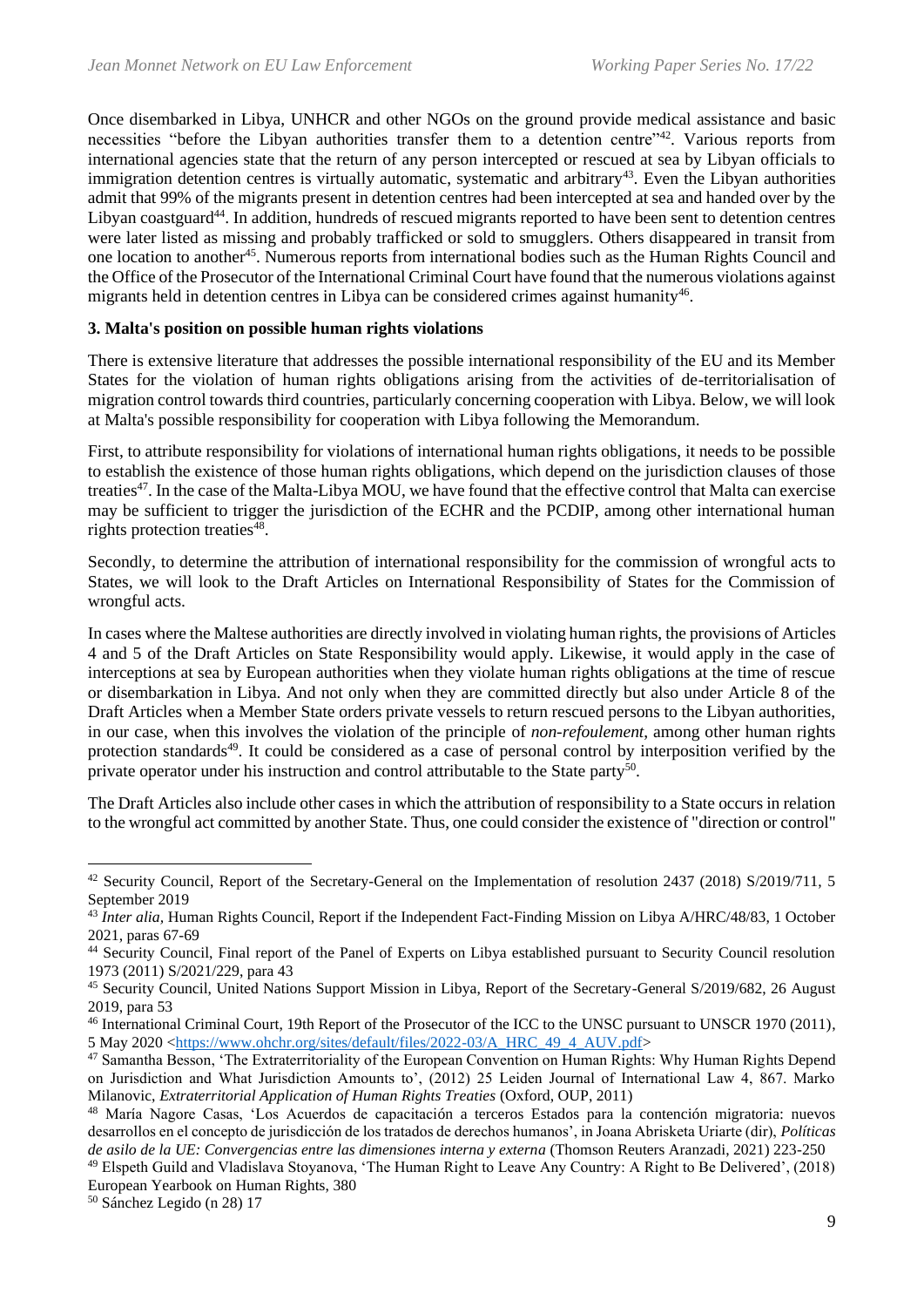Once disembarked in Libya, UNHCR and other NGOs on the ground provide medical assistance and basic necessities "before the Libyan authorities transfer them to a detention centre"[42]. Various reports from international agencies state that the return of any person intercepted or rescued at sea by Libyan officials to immigration detention centres is virtually automatic, systematic and arbitrary[43]. Even the Libyan authorities admit that 99% of the migrants present in detention centres had been intercepted at sea and handed over by the Libyan coastguard[44]. In addition, hundreds of rescued migrants reported to have been sent to detention centres were later listed as missing and probably trafficked or sold to smugglers. Others disappeared in transit from one location to another[45]. Numerous reports from international bodies such as the Human Rights Council and the Office of the Prosecutor of the International Criminal Court have found that the numerous violations against migrants held in detention centres in Libya can be considered crimes against humanity[46].

### 3. Malta's position on possible human rights violations

There is extensive literature that addresses the possible international responsibility of the EU and its Member States for the violation of human rights obligations arising from the activities of de-territorialisation of migration control towards third countries, particularly concerning cooperation with Libya. Below, we will look at Malta's possible responsibility for cooperation with Libya following the Memorandum.

First, to attribute responsibility for violations of international human rights obligations, it needs to be possible to establish the existence of those human rights obligations, which depend on the jurisdiction clauses of those treaties[47]. In the case of the Malta-Libya MOU, we have found that the effective control that Malta can exercise may be sufficient to trigger the jurisdiction of the ECHR and the PCDIP, among other international human rights protection treaties[48].

Secondly, to determine the attribution of international responsibility for the commission of wrongful acts to States, we will look to the Draft Articles on International Responsibility of States for the Commission of wrongful acts.

In cases where the Maltese authorities are directly involved in violating human rights, the provisions of Articles 4 and 5 of the Draft Articles on State Responsibility would apply. Likewise, it would apply in the case of interceptions at sea by European authorities when they violate human rights obligations at the time of rescue or disembarkation in Libya. And not only when they are committed directly but also under Article 8 of the Draft Articles when a Member State orders private vessels to return rescued persons to the Libyan authorities, in our case, when this involves the violation of the principle of *non-refoulement*, among other human rights protection standards[49]. It could be considered as a case of personal control by interposition verified by the private operator under his instruction and control attributable to the State party[50].

The Draft Articles also include other cases in which the attribution of responsibility to a State occurs in relation to the wrongful act committed by another State. Thus, one could consider the existence of "direction or control"

---

[42] Security Council, Report of the Secretary-General on the Implementation of resolution 2437 (2018) S/2019/711, 5 September 2019

[43] *Inter alia,* Human Rights Council, Report if the Independent Fact-Finding Mission on Libya A/HRC/48/83, 1 October 2021, paras 67-69

[44] Security Council, Final report of the Panel of Experts on Libya established pursuant to Security Council resolution 1973 (2011) S/2021/229, para 43

[45] Security Council, United Nations Support Mission in Libya, Report of the Secretary-General S/2019/682, 26 August 2019, para 53

[46] International Criminal Court, 19th Report of the Prosecutor of the ICC to the UNSC pursuant to UNSCR 1970 (2011), 5 May 2020 <https://www.ohchr.org/sites/default/files/2022-03/A_HRC_49_4_AUV.pdf>

[47] Samantha Besson, 'The Extraterritoriality of the European Convention on Human Rights: Why Human Rights Depend on Jurisdiction and What Jurisdiction Amounts to', (2012) 25 Leiden Journal of International Law 4, 867. Marko Milanovic, *Extraterritorial Application of Human Rights Treaties* (Oxford, OUP, 2011)

[48] María Nagore Casas, 'Los Acuerdos de capacitación a terceros Estados para la contención migratoria: nuevos desarrollos en el concepto de jurisdicción de los tratados de derechos humanos', in Joana Abrisketa Uriarte (dir), *Políticas de asilo de la UE: Convergencias entre las dimensiones interna y externa* (Thomson Reuters Aranzadi, 2021) 223-250

[49] Elspeth Guild and Vladislava Stoyanova, 'The Human Right to Leave Any Country: A Right to Be Delivered', (2018) European Yearbook on Human Rights, 380

[50] Sánchez Legido (n 28) 17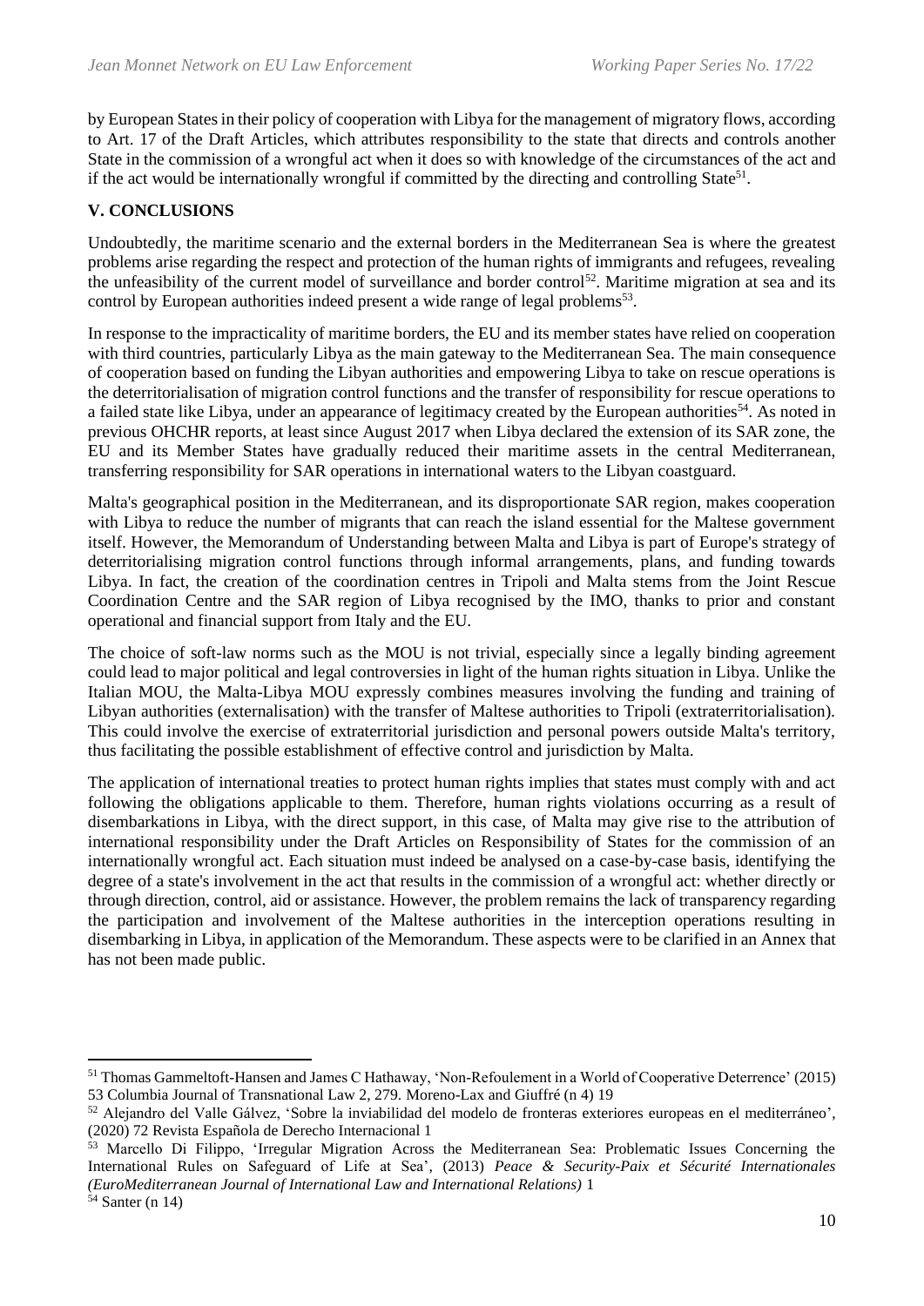by European States in their policy of cooperation with Libya for the management of migratory flows, according to Art. 17 of the Draft Articles, which attributes responsibility to the state that directs and controls another State in the commission of a wrongful act when it does so with knowledge of the circumstances of the act and if the act would be internationally wrongful if committed by the directing and controlling State[51].

## V. CONCLUSIONS

Undoubtedly, the maritime scenario and the external borders in the Mediterranean Sea is where the greatest problems arise regarding the respect and protection of the human rights of immigrants and refugees, revealing the unfeasibility of the current model of surveillance and border control[52]. Maritime migration at sea and its control by European authorities indeed present a wide range of legal problems[53].

In response to the impracticality of maritime borders, the EU and its member states have relied on cooperation with third countries, particularly Libya as the main gateway to the Mediterranean Sea. The main consequence of cooperation based on funding the Libyan authorities and empowering Libya to take on rescue operations is the deterritorialisation of migration control functions and the transfer of responsibility for rescue operations to a failed state like Libya, under an appearance of legitimacy created by the European authorities[54]. As noted in previous OHCHR reports, at least since August 2017 when Libya declared the extension of its SAR zone, the EU and its Member States have gradually reduced their maritime assets in the central Mediterranean, transferring responsibility for SAR operations in international waters to the Libyan coastguard.

Malta's geographical position in the Mediterranean, and its disproportionate SAR region, makes cooperation with Libya to reduce the number of migrants that can reach the island essential for the Maltese government itself. However, the Memorandum of Understanding between Malta and Libya is part of Europe's strategy of deterritorialising migration control functions through informal arrangements, plans, and funding towards Libya. In fact, the creation of the coordination centres in Tripoli and Malta stems from the Joint Rescue Coordination Centre and the SAR region of Libya recognised by the IMO, thanks to prior and constant operational and financial support from Italy and the EU.

The choice of soft-law norms such as the MOU is not trivial, especially since a legally binding agreement could lead to major political and legal controversies in light of the human rights situation in Libya. Unlike the Italian MOU, the Malta-Libya MOU expressly combines measures involving the funding and training of Libyan authorities (externalisation) with the transfer of Maltese authorities to Tripoli (extraterritorialisation). This could involve the exercise of extraterritorial jurisdiction and personal powers outside Malta's territory, thus facilitating the possible establishment of effective control and jurisdiction by Malta.

The application of international treaties to protect human rights implies that states must comply with and act following the obligations applicable to them. Therefore, human rights violations occurring as a result of disembarkations in Libya, with the direct support, in this case, of Malta may give rise to the attribution of international responsibility under the Draft Articles on Responsibility of States for the commission of an internationally wrongful act. Each situation must indeed be analysed on a case-by-case basis, identifying the degree of a state's involvement in the act that results in the commission of a wrongful act: whether directly or through direction, control, aid or assistance. However, the problem remains the lack of transparency regarding the participation and involvement of the Maltese authorities in the interception operations resulting in disembarking in Libya, in application of the Memorandum. These aspects were to be clarified in an Annex that has not been made public.

---

[51] Thomas Gammeltoft-Hansen and James C Hathaway, 'Non-Refoulement in a World of Cooperative Deterrence' (2015) 53 Columbia Journal of Transnational Law 2, 279. Moreno-Lax and Giuffré (n 4) 19

[52] Alejandro del Valle Gálvez, 'Sobre la inviabilidad del modelo de fronteras exteriores europeas en el mediterráneo', (2020) 72 Revista Española de Derecho Internacional 1

[53] Marcello Di Filippo, 'Irregular Migration Across the Mediterranean Sea: Problematic Issues Concerning the International Rules on Safeguard of Life at Sea', (2013) *Peace & Security-Paix et Sécurité Internationales (EuroMediterranean Journal of International Law and International Relations)* 1

[54] Santer (n 14)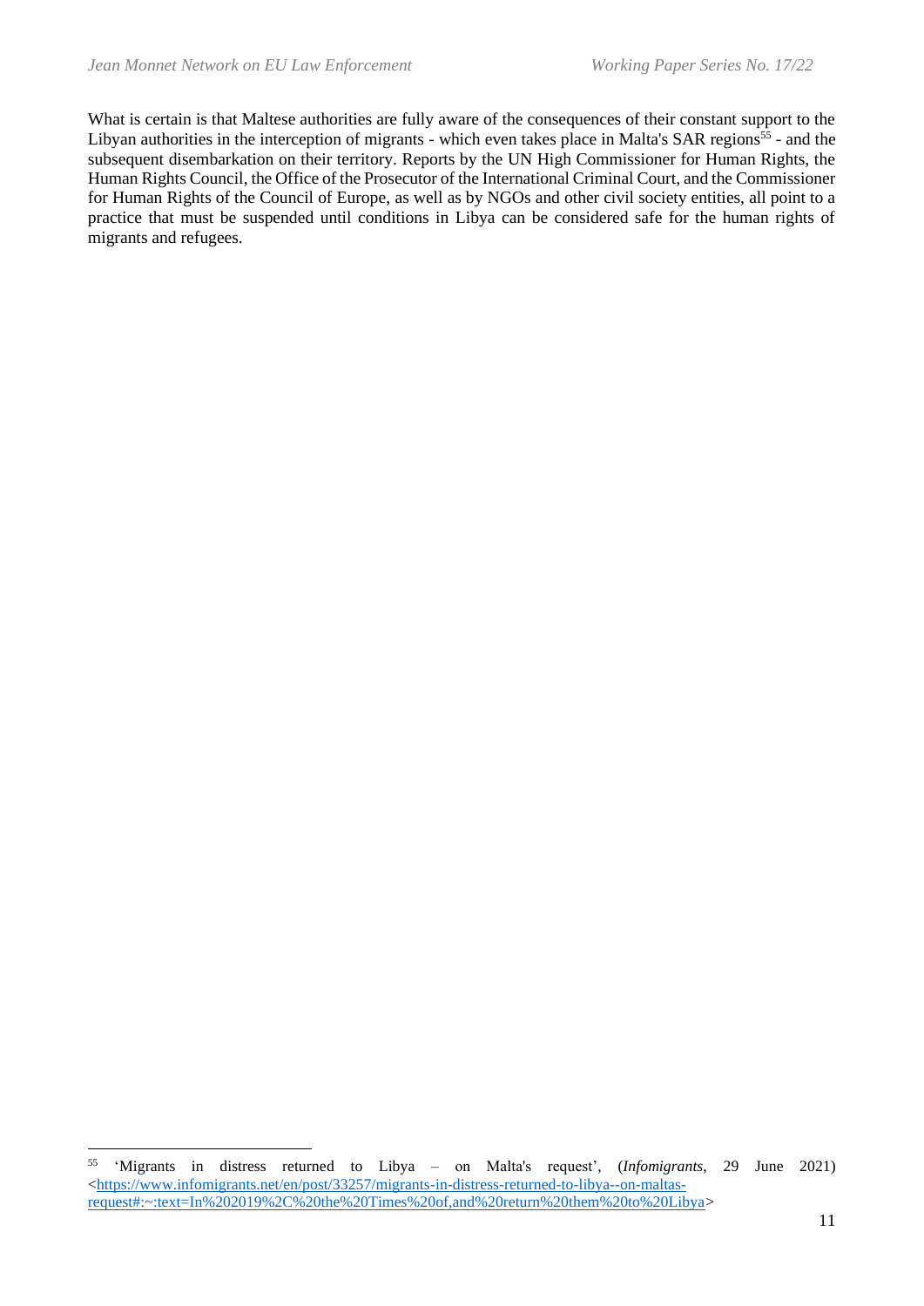What is certain is that Maltese authorities are fully aware of the consequences of their constant support to the Libyan authorities in the interception of migrants - which even takes place in Malta's SAR regions[55] - and the subsequent disembarkation on their territory. Reports by the UN High Commissioner for Human Rights, the Human Rights Council, the Office of the Prosecutor of the International Criminal Court, and the Commissioner for Human Rights of the Council of Europe, as well as by NGOs and other civil society entities, all point to a practice that must be suspended until conditions in Libya can be considered safe for the human rights of migrants and refugees.

---

[55] 'Migrants in distress returned to Libya – on Malta's request', (*Infomigrants*, 29 June 2021) <https://www.infomigrants.net/en/post/33257/migrants-in-distress-returned-to-libya--on-maltas-request#:~:text=In%202019%2C%20the%20Times%20of,and%20return%20them%20to%20Libya>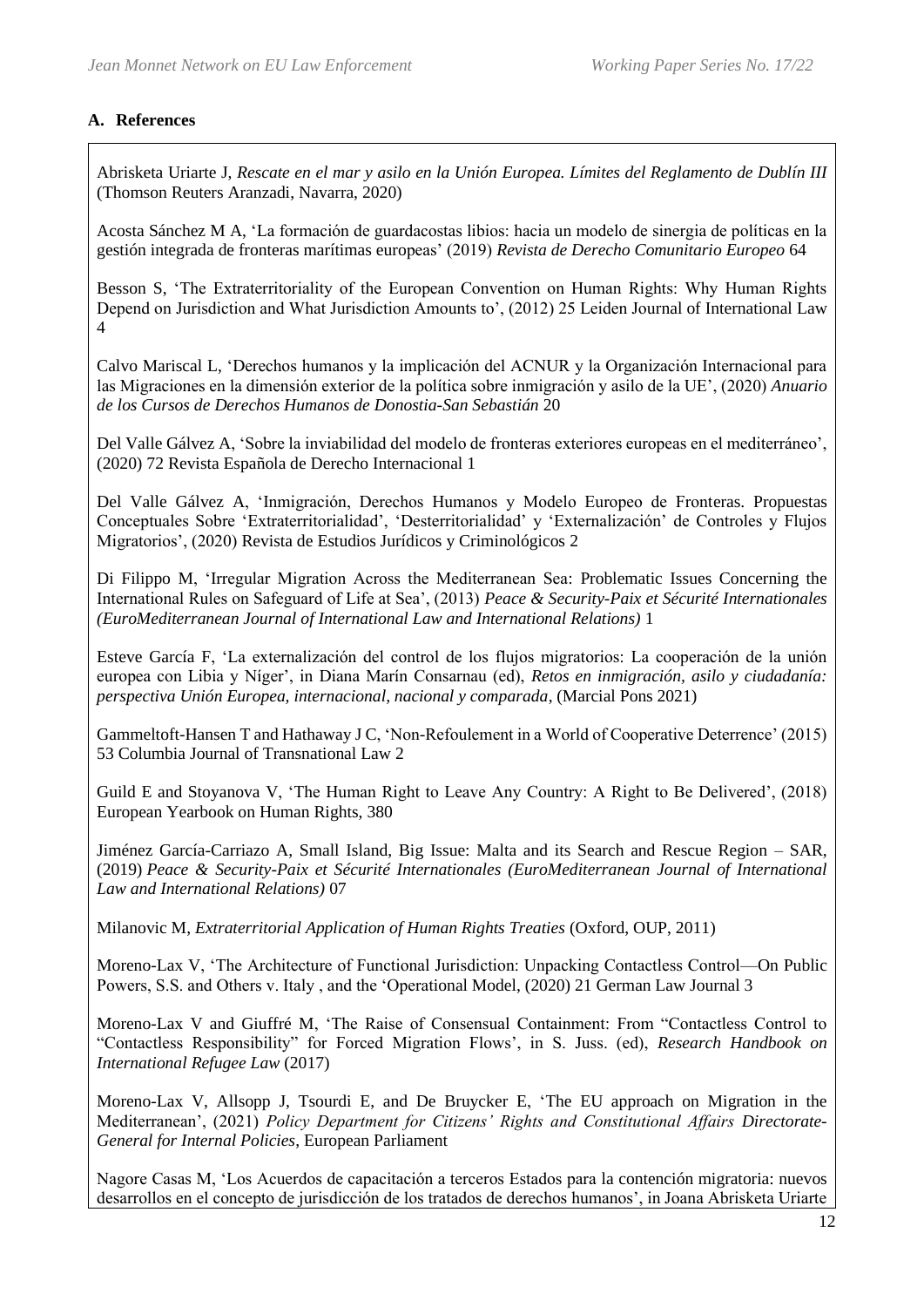## A. References

Abrisketa Uriarte J, *Rescate en el mar y asilo en la Unión Europea. Límites del Reglamento de Dublín III* (Thomson Reuters Aranzadi, Navarra, 2020)

Acosta Sánchez M A, 'La formación de guardacostas libios: hacia un modelo de sinergia de políticas en la gestión integrada de fronteras marítimas europeas' (2019) *Revista de Derecho Comunitario Europeo* 64

Besson S, 'The Extraterritoriality of the European Convention on Human Rights: Why Human Rights Depend on Jurisdiction and What Jurisdiction Amounts to', (2012) 25 Leiden Journal of International Law 4

Calvo Mariscal L, 'Derechos humanos y la implicación del ACNUR y la Organización Internacional para las Migraciones en la dimensión exterior de la política sobre inmigración y asilo de la UE', (2020) *Anuario de los Cursos de Derechos Humanos de Donostia-San Sebastián* 20

Del Valle Gálvez A, 'Sobre la inviabilidad del modelo de fronteras exteriores europeas en el mediterráneo', (2020) 72 Revista Española de Derecho Internacional 1

Del Valle Gálvez A, 'Inmigración, Derechos Humanos y Modelo Europeo de Fronteras. Propuestas Conceptuales Sobre 'Extraterritorialidad', 'Desterritorialidad' y 'Externalización' de Controles y Flujos Migratorios', (2020) Revista de Estudios Jurídicos y Criminológicos 2

Di Filippo M, 'Irregular Migration Across the Mediterranean Sea: Problematic Issues Concerning the International Rules on Safeguard of Life at Sea', (2013) *Peace & Security-Paix et Sécurité Internationales (EuroMediterranean Journal of International Law and International Relations)* 1

Esteve García F, 'La externalización del control de los flujos migratorios: La cooperación de la unión europea con Libia y Níger', in Diana Marín Consarnau (ed), *Retos en inmigración, asilo y ciudadanía: perspectiva Unión Europea, internacional, nacional y comparada*, (Marcial Pons 2021)

Gammeltoft-Hansen T and Hathaway J C, 'Non-Refoulement in a World of Cooperative Deterrence' (2015) 53 Columbia Journal of Transnational Law 2

Guild E and Stoyanova V, 'The Human Right to Leave Any Country: A Right to Be Delivered', (2018) European Yearbook on Human Rights, 380

Jiménez García-Carriazo A, Small Island, Big Issue: Malta and its Search and Rescue Region – SAR, (2019) *Peace & Security-Paix et Sécurité Internationales (EuroMediterranean Journal of International Law and International Relations)* 07

Milanovic M, *Extraterritorial Application of Human Rights Treaties* (Oxford, OUP, 2011)

Moreno-Lax V, 'The Architecture of Functional Jurisdiction: Unpacking Contactless Control—On Public Powers, S.S. and Others v. Italy , and the 'Operational Model, (2020) 21 German Law Journal 3

Moreno-Lax V and Giuffré M, 'The Raise of Consensual Containment: From "Contactless Control to "Contactless Responsibility" for Forced Migration Flows', in S. Juss. (ed), *Research Handbook on International Refugee Law* (2017)

Moreno-Lax V, Allsopp J, Tsourdi E, and De Bruycker E, 'The EU approach on Migration in the Mediterranean', (2021) *Policy Department for Citizens' Rights and Constitutional Affairs Directorate-General for Internal Policies*, European Parliament

Nagore Casas M, 'Los Acuerdos de capacitación a terceros Estados para la contención migratoria: nuevos desarrollos en el concepto de jurisdicción de los tratados de derechos humanos', in Joana Abrisketa Uriarte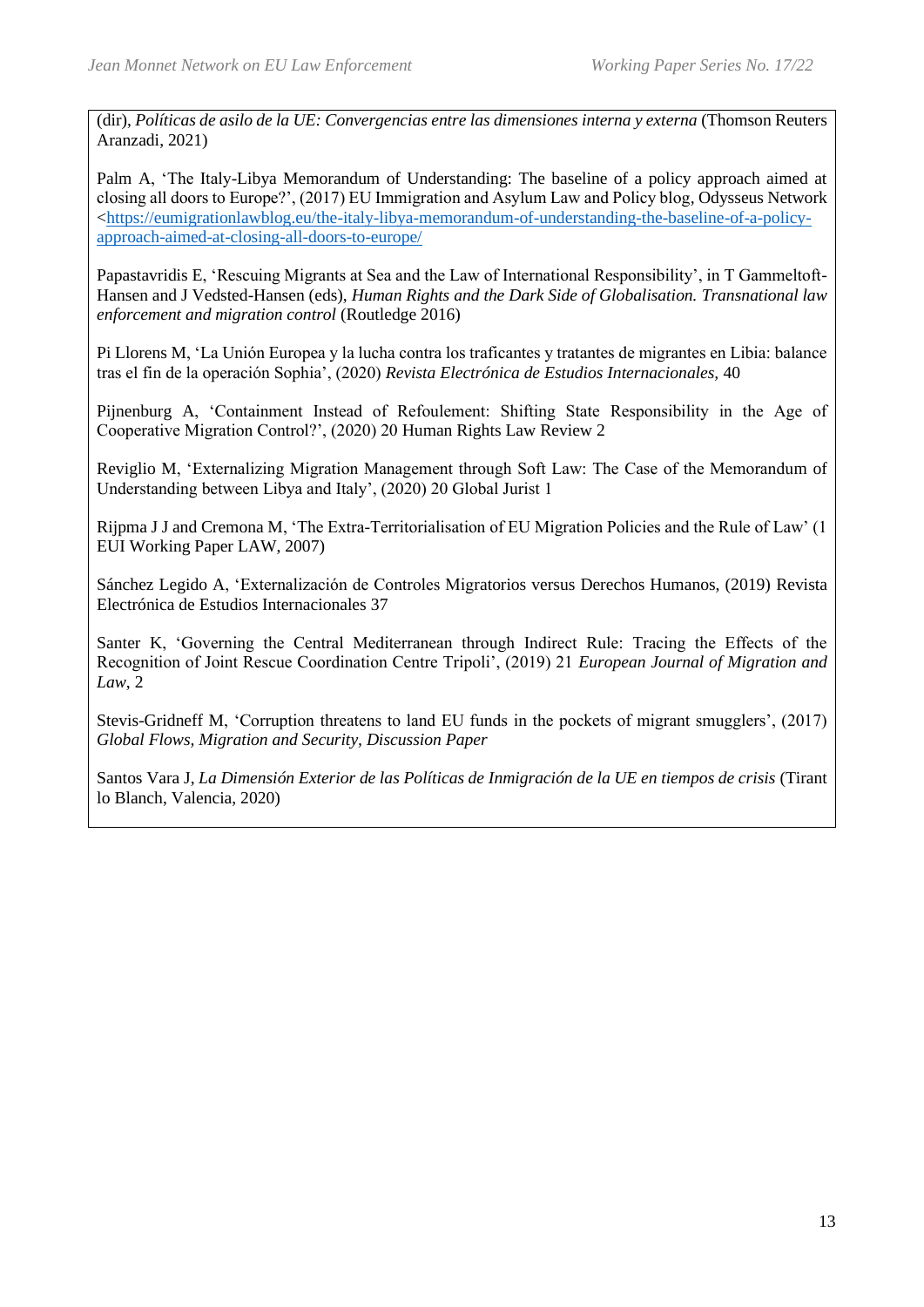(dir), *Políticas de asilo de la UE: Convergencias entre las dimensiones interna y externa* (Thomson Reuters Aranzadi, 2021)

Palm A, 'The Italy-Libya Memorandum of Understanding: The baseline of a policy approach aimed at closing all doors to Europe?', (2017) EU Immigration and Asylum Law and Policy blog, Odysseus Network <https://eumigrationlawblog.eu/the-italy-libya-memorandum-of-understanding-the-baseline-of-a-policy-approach-aimed-at-closing-all-doors-to-europe/

Papastavridis E, 'Rescuing Migrants at Sea and the Law of International Responsibility', in T Gammeltoft-Hansen and J Vedsted-Hansen (eds), *Human Rights and the Dark Side of Globalisation. Transnational law enforcement and migration control* (Routledge 2016)

Pi Llorens M, 'La Unión Europea y la lucha contra los traficantes y tratantes de migrantes en Libia: balance tras el fin de la operación Sophia', (2020) *Revista Electrónica de Estudios Internacionales*, 40

Pijnenburg A, 'Containment Instead of Refoulement: Shifting State Responsibility in the Age of Cooperative Migration Control?', (2020) 20 Human Rights Law Review 2

Reviglio M, 'Externalizing Migration Management through Soft Law: The Case of the Memorandum of Understanding between Libya and Italy', (2020) 20 Global Jurist 1

Rijpma J J and Cremona M, 'The Extra-Territorialisation of EU Migration Policies and the Rule of Law' (1 EUI Working Paper LAW, 2007)

Sánchez Legido A, 'Externalización de Controles Migratorios versus Derechos Humanos, (2019) Revista Electrónica de Estudios Internacionales 37

Santer K, 'Governing the Central Mediterranean through Indirect Rule: Tracing the Effects of the Recognition of Joint Rescue Coordination Centre Tripoli', (2019) 21 *European Journal of Migration and Law*, 2

Stevis-Gridneff M, 'Corruption threatens to land EU funds in the pockets of migrant smugglers', (2017) *Global Flows, Migration and Security, Discussion Paper*

Santos Vara J, *La Dimensión Exterior de las Políticas de Inmigración de la UE en tiempos de crisis* (Tirant lo Blanch, Valencia, 2020)